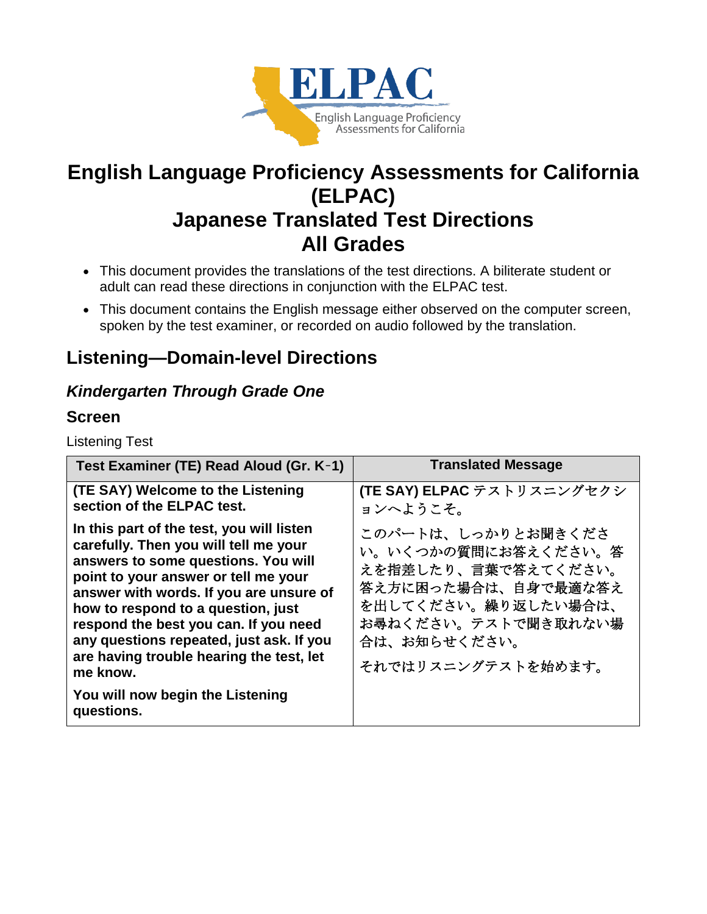# English Language Proficiency Assessments for California (ELPAC)
# Japanese Translated Test Directions
# All Grades

- This document provides the translations of the test directions. A biliterate student or adult can read these directions in conjunction with the ELPAC test.
- This document contains the English message either observed on the computer screen, spoken by the test examiner, or recorded on audio followed by the translation.

## Listening—Domain-level Directions

### *Kindergarten Through Grade One*

### Screen

Listening Test

| Test Examiner (TE) Read Aloud (Gr. K-1) | Translated Message |
|---|---|
| **(TE SAY) Welcome to the Listening section of the ELPAC test.**<br><br>**In this part of the test, you will listen carefully. Then you will tell me your answers to some questions. You will point to your answer or tell me your answer with words. If you are unsure of how to respond to a question, just respond the best you can. If you need any questions repeated, just ask. If you are having trouble hearing the test, let me know.**<br><br>**You will now begin the Listening questions.** | **(TE SAY)** ELPAC テストリスニングセクションへようこそ。<br><br>このパートは、しっかりとお聞きください。いくつかの質問にお答えください。答えを指差したり、言葉で答えてください。答え方に困った場合は、自身で最適な答えを出してください。繰り返したい場合は、お尋ねください。テストで聞き取れない場合は、お知らせください。<br><br>それではリスニングテストを始めます。 |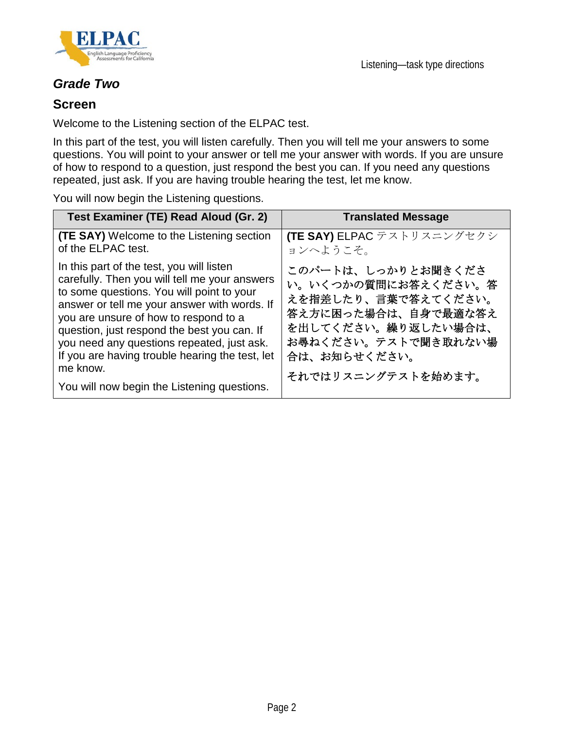## *Grade Two*

## Screen

Welcome to the Listening section of the ELPAC test.

In this part of the test, you will listen carefully. Then you will tell me your answers to some questions. You will point to your answer or tell me your answer with words. If you are unsure of how to respond to a question, just respond the best you can. If you need any questions repeated, just ask. If you are having trouble hearing the test, let me know.

You will now begin the Listening questions.

| Test Examiner (TE) Read Aloud (Gr. 2) | Translated Message |
|---|---|
| **(TE SAY)** Welcome to the Listening section of the ELPAC test.<br><br>In this part of the test, you will listen carefully. Then you will tell me your answers to some questions. You will point to your answer or tell me your answer with words. If you are unsure of how to respond to a question, just respond the best you can. If you need any questions repeated, just ask. If you are having trouble hearing the test, let me know.<br><br>You will now begin the Listening questions. | **(TE SAY)** ELPAC テストリスニングセクションへようこそ。<br><br>このパートは、しっかりとお聞きください。いくつかの質問にお答えください。答えを指差したり、言葉で答えてください。答え方に困った場合は、自身で最適な答えを出してください。繰り返したい場合は、お尋ねください。テストで聞き取れない場合は、お知らせください。<br><br>それではリスニングテストを始めます。 |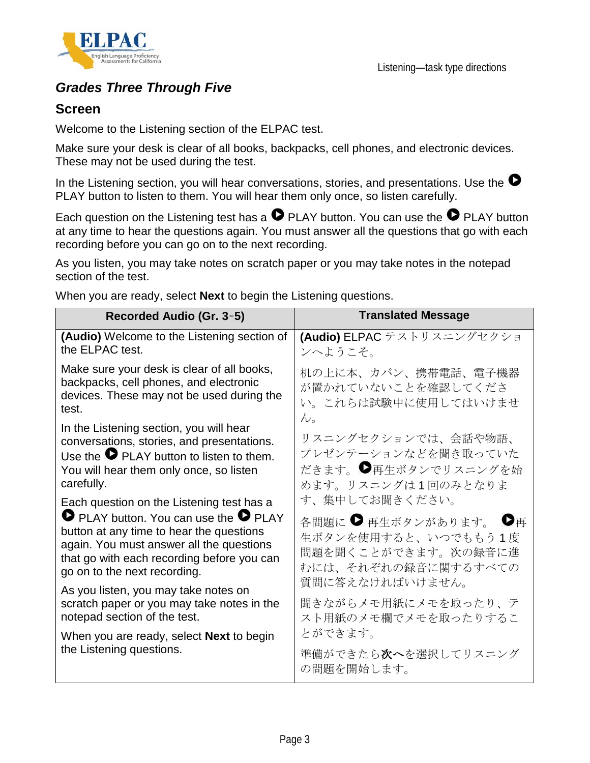## Grades Three Through Five

### Screen

Welcome to the Listening section of the ELPAC test.

Make sure your desk is clear of all books, backpacks, cell phones, and electronic devices. These may not be used during the test.

In the Listening section, you will hear conversations, stories, and presentations. Use the ▶ PLAY button to listen to them. You will hear them only once, so listen carefully.

Each question on the Listening test has a ▶ PLAY button. You can use the ▶ PLAY button at any time to hear the questions again. You must answer all the questions that go with each recording before you can go on to the next recording.

As you listen, you may take notes on scratch paper or you may take notes in the notepad section of the test.

When you are ready, select **Next** to begin the Listening questions.

| Recorded Audio (Gr. 3-5) | Translated Message |
|---|---|
| **(Audio)** Welcome to the Listening section of the ELPAC test. | **(Audio)** ELPAC テストリスニングセクションへようこそ。 |
| Make sure your desk is clear of all books, backpacks, cell phones, and electronic devices. These may not be used during the test. | 机の上に本、カバン、携帯電話、電子機器が置かれていないことを確認してください。これらは試験中に使用してはいけません。 |
| In the Listening section, you will hear conversations, stories, and presentations. Use the ▶ PLAY button to listen to them. You will hear them only once, so listen carefully. | リスニングセクションでは、会話や物語、プレゼンテーションなどを聞き取っていただきます。▶再生ボタンでリスニングを始めます。リスニングは1回のみとなります、集中してお聞きください。 |
| Each question on the Listening test has a ▶ PLAY button. You can use the ▶ PLAY button at any time to hear the questions again. You must answer all the questions that go with each recording before you can go on to the next recording. | 各問題に ▶ 再生ボタンがあります。 ▶再生ボタンを使用すると、いつでももう1度問題を聞くことができます。次の録音に進むには、それぞれの録音に関するすべての質問に答えなければいけません。 |
| As you listen, you may take notes on scratch paper or you may take notes in the notepad section of the test. | 聞きながらメモ用紙にメモを取ったり、テスト用紙のメモ欄でメモを取ったりすることができます。 |
| When you are ready, select **Next** to begin the Listening questions. | 準備ができたら**次へ**を選択してリスニングの問題を開始します。 |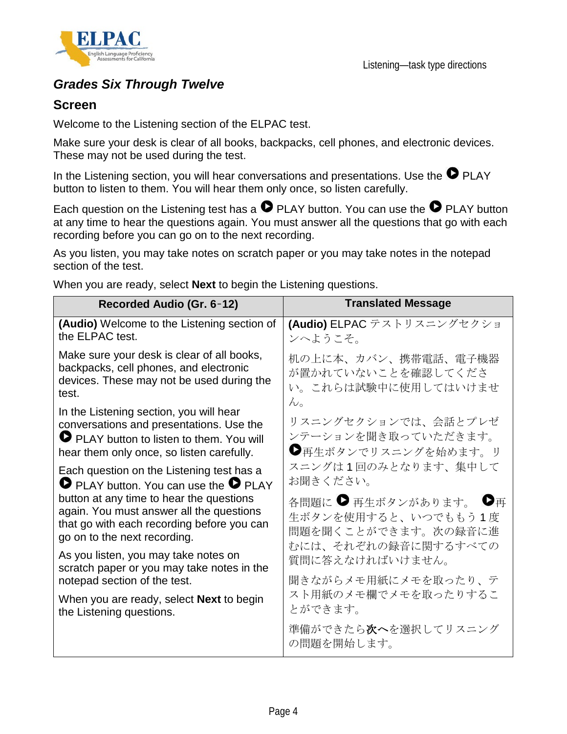## Grades Six Through Twelve

### Screen

Welcome to the Listening section of the ELPAC test.

Make sure your desk is clear of all books, backpacks, cell phones, and electronic devices. These may not be used during the test.

In the Listening section, you will hear conversations and presentations. Use the ▶ PLAY button to listen to them. You will hear them only once, so listen carefully.

Each question on the Listening test has a ▶ PLAY button. You can use the ▶ PLAY button at any time to hear the questions again. You must answer all the questions that go with each recording before you can go on to the next recording.

As you listen, you may take notes on scratch paper or you may take notes in the notepad section of the test.

When you are ready, select **Next** to begin the Listening questions.

| Recorded Audio (Gr. 6‒12) | Translated Message |
|---|---|
| **(Audio)** Welcome to the Listening section of the ELPAC test. | **(Audio)** ELPAC テストリスニングセクションへようこそ。 |
| Make sure your desk is clear of all books, backpacks, cell phones, and electronic devices. These may not be used during the test. | 机の上に本、カバン、携帯電話、電子機器が置かれていないことを確認してください。これらは試験中に使用してはいけません。 |
| In the Listening section, you will hear conversations and presentations. Use the ▶ PLAY button to listen to them. You will hear them only once, so listen carefully. | リスニングセクションでは、会話とプレゼンテーションを聞き取っていただきます。▶再生ボタンでリスニングを始めます。リスニングは 1 回のみとなります、集中してお聞きください。 |
| Each question on the Listening test has a ▶ PLAY button. You can use the ▶ PLAY button at any time to hear the questions again. You must answer all the questions that go with each recording before you can go on to the next recording. | 各問題に ▶ 再生ボタンがあります。 ▶再生ボタンを使用すると、いつでももう 1 度問題を聞くことができます。次の録音に進むには、それぞれの録音に関するすべての質問に答えなければいけません。 |
| As you listen, you may take notes on scratch paper or you may take notes in the notepad section of the test. | 聞きながらメモ用紙にメモを取ったり、テスト用紙のメモ欄でメモを取ったりすることができます。 |
| When you are ready, select **Next** to begin the Listening questions. | 準備ができたら**次へ**を選択してリスニングの問題を開始します。 |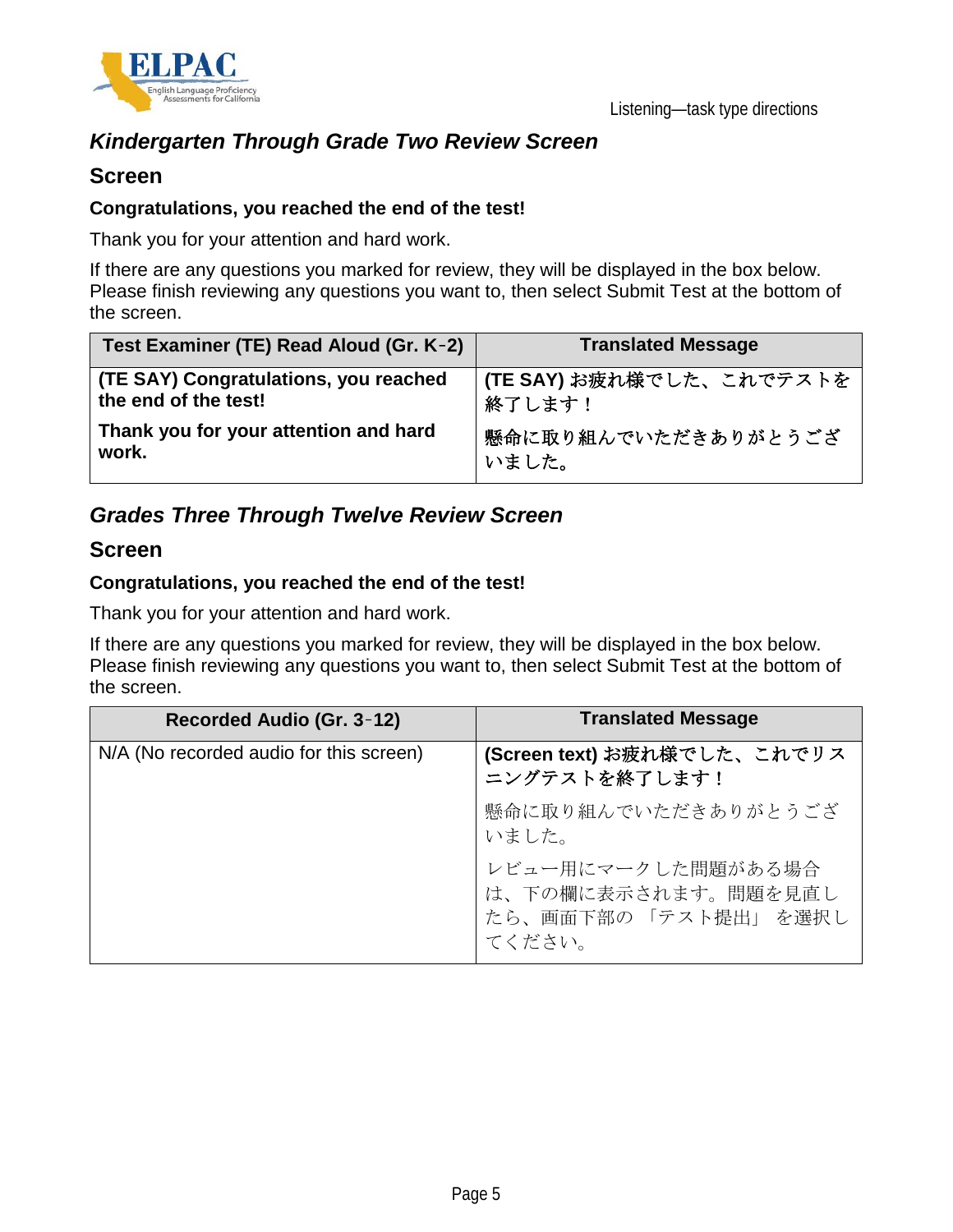## *Kindergarten Through Grade Two Review Screen*

### Screen

**Congratulations, you reached the end of the test!**

Thank you for your attention and hard work.

If there are any questions you marked for review, they will be displayed in the box below. Please finish reviewing any questions you want to, then select Submit Test at the bottom of the screen.

| Test Examiner (TE) Read Aloud (Gr. K-2) | Translated Message |
|---|---|
| **(TE SAY) Congratulations, you reached the end of the test!**<br>**Thank you for your attention and hard work.** | **(TE SAY)** お疲れ様でした、これでテストを終了します！<br>懸命に取り組んでいただきありがとうございました。 |

## *Grades Three Through Twelve Review Screen*

### Screen

**Congratulations, you reached the end of the test!**

Thank you for your attention and hard work.

If there are any questions you marked for review, they will be displayed in the box below. Please finish reviewing any questions you want to, then select Submit Test at the bottom of the screen.

| Recorded Audio (Gr. 3-12) | Translated Message |
|---|---|
| N/A (No recorded audio for this screen) | **(Screen text) お疲れ様でした、これでリスニングテストを終了します！**<br>懸命に取り組んでいただきありがとうございました。<br>レビュー用にマークした問題がある場合は、下の欄に表示されます。問題を見直したら、画面下部の 「テスト提出」 を選択してください。 |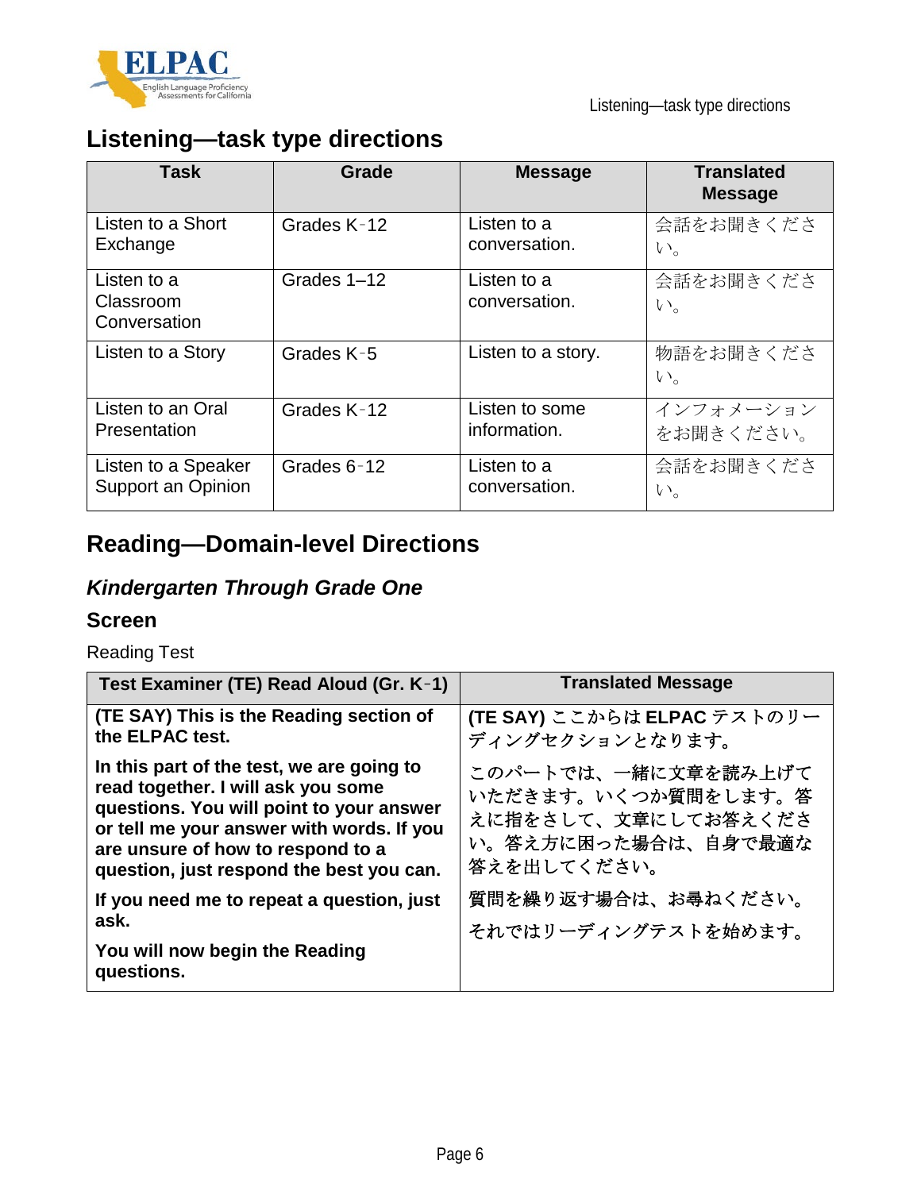## Listening—task type directions

| Task | Grade | Message | Translated Message |
|---|---|---|---|
| Listen to a Short Exchange | Grades K‑12 | Listen to a conversation. | 会話をお聞きください。 |
| Listen to a Classroom Conversation | Grades 1–12 | Listen to a conversation. | 会話をお聞きください。 |
| Listen to a Story | Grades K‑5 | Listen to a story. | 物語をお聞きください。 |
| Listen to an Oral Presentation | Grades K‑12 | Listen to some information. | インフォメーションをお聞きください。 |
| Listen to a Speaker Support an Opinion | Grades 6‑12 | Listen to a conversation. | 会話をお聞きください。 |

## Reading—Domain-level Directions

### *Kindergarten Through Grade One*

### Screen

Reading Test

| Test Examiner (TE) Read Aloud (Gr. K‑1) | Translated Message |
|---|---|
| **(TE SAY) This is the Reading section of the ELPAC test.** | **(TE SAY)** ここからは **ELPAC** テストのリーディングセクションとなります。 |
| **In this part of the test, we are going to read together. I will ask you some questions. You will point to your answer or tell me your answer with words. If you are unsure of how to respond to a question, just respond the best you can.** | このパートでは、一緒に文章を読み上げていただきます。いくつか質問をします。答えに指をさして、文章にしてお答えください。答え方に困った場合は、自身で最適な答えを出してください。 |
| **If you need me to repeat a question, just ask.** <br> **You will now begin the Reading questions.** | 質問を繰り返す場合は、お尋ねください。 <br> それではリーディングテストを始めます。 |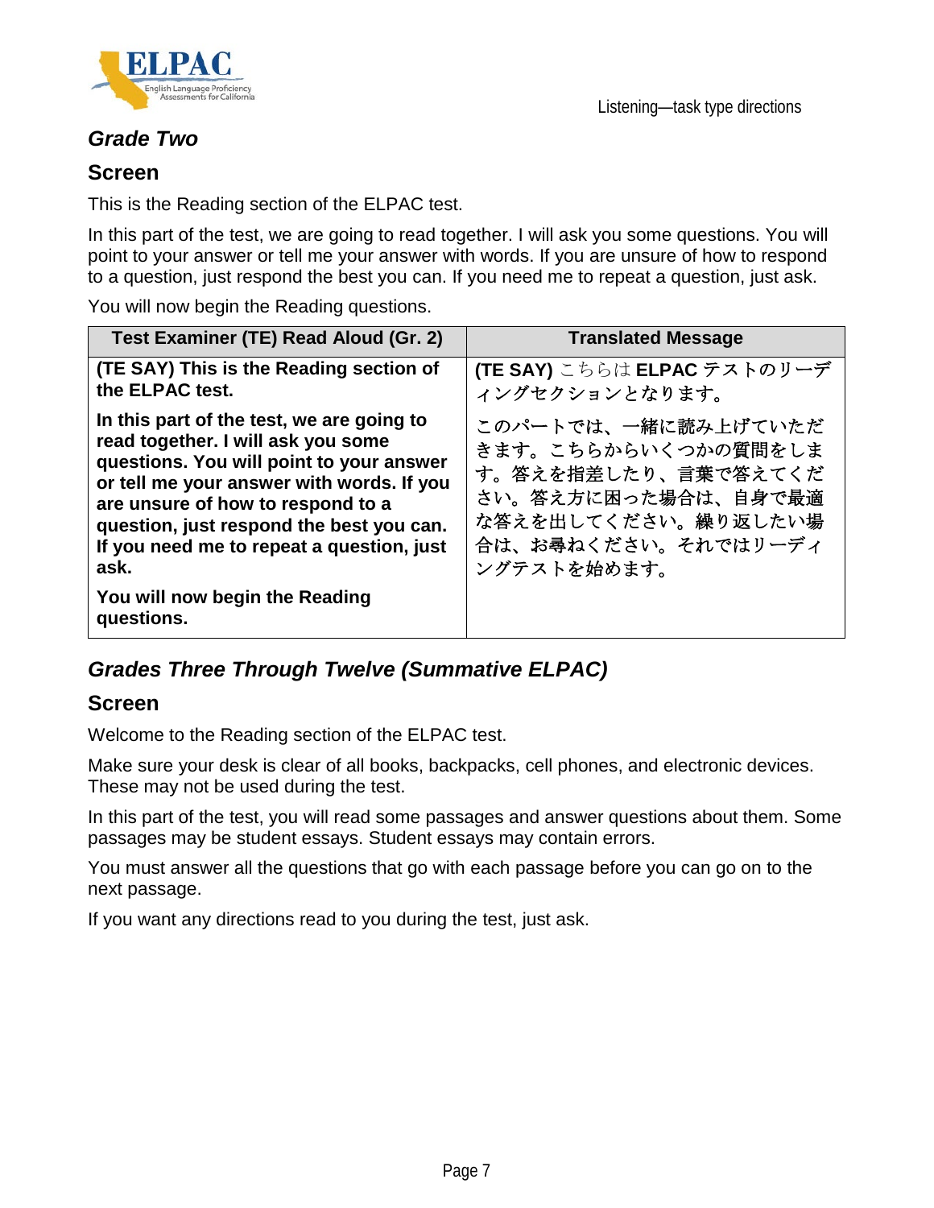### *Grade Two*

### Screen

This is the Reading section of the ELPAC test.

In this part of the test, we are going to read together. I will ask you some questions. You will point to your answer or tell me your answer with words. If you are unsure of how to respond to a question, just respond the best you can. If you need me to repeat a question, just ask.

You will now begin the Reading questions.

| Test Examiner (TE) Read Aloud (Gr. 2) | Translated Message |
|---|---|
| **(TE SAY) This is the Reading section of the ELPAC test.**<br><br>**In this part of the test, we are going to read together. I will ask you some questions. You will point to your answer or tell me your answer with words. If you are unsure of how to respond to a question, just respond the best you can. If you need me to repeat a question, just ask.**<br><br>**You will now begin the Reading questions.** | **(TE SAY)** こちらは **ELPAC** テストのリーディングセクションとなります。<br><br>このパートでは、一緒に読み上げていただきます。こちらからいくつかの質問をします。答えを指差したり、言葉で答えてください。答え方に困った場合は、自身で最適な答えを出してください。繰り返したい場合は、お尋ねください。それではリーディングテストを始めます。 |

### *Grades Three Through Twelve (Summative ELPAC)*

### Screen

Welcome to the Reading section of the ELPAC test.

Make sure your desk is clear of all books, backpacks, cell phones, and electronic devices. These may not be used during the test.

In this part of the test, you will read some passages and answer questions about them. Some passages may be student essays. Student essays may contain errors.

You must answer all the questions that go with each passage before you can go on to the next passage.

If you want any directions read to you during the test, just ask.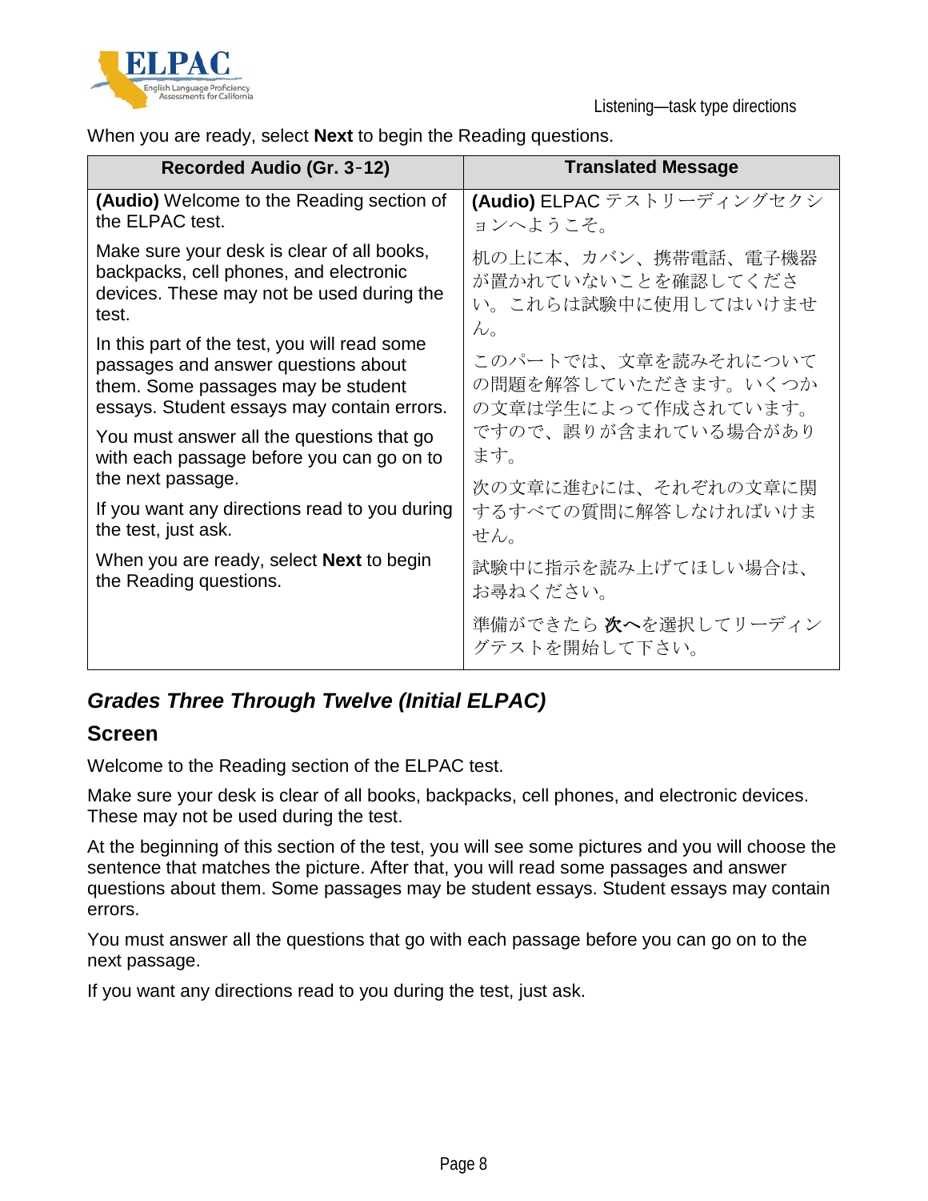When you are ready, select **Next** to begin the Reading questions.

| Recorded Audio (Gr. 3-12) | Translated Message |
|---|---|
| **(Audio)** Welcome to the Reading section of the ELPAC test.<br><br>Make sure your desk is clear of all books, backpacks, cell phones, and electronic devices. These may not be used during the test.<br><br>In this part of the test, you will read some passages and answer questions about them. Some passages may be student essays. Student essays may contain errors.<br><br>You must answer all the questions that go with each passage before you can go on to the next passage.<br><br>If you want any directions read to you during the test, just ask.<br><br>When you are ready, select **Next** to begin the Reading questions. | **(Audio)** ELPAC テストリーディングセクションへようこそ。<br><br>机の上に本、カバン、携帯電話、電子機器が置かれていないことを確認してください。これらは試験中に使用してはいけません。<br><br>このパートでは、文章を読みそれについての問題を解答していただきます。いくつかの文章は学生によって作成されています。ですので、誤りが含まれている場合があります。<br><br>次の文章に進むには、それぞれの文章に関するすべての質問に解答しなければいけません。<br><br>試験中に指示を読み上げてほしい場合は、お尋ねください。<br><br>準備ができたら **次へ**を選択してリーディングテストを開始して下さい。 |

## *Grades Three Through Twelve (Initial ELPAC)*

### Screen

Welcome to the Reading section of the ELPAC test.

Make sure your desk is clear of all books, backpacks, cell phones, and electronic devices. These may not be used during the test.

At the beginning of this section of the test, you will see some pictures and you will choose the sentence that matches the picture. After that, you will read some passages and answer questions about them. Some passages may be student essays. Student essays may contain errors.

You must answer all the questions that go with each passage before you can go on to the next passage.

If you want any directions read to you during the test, just ask.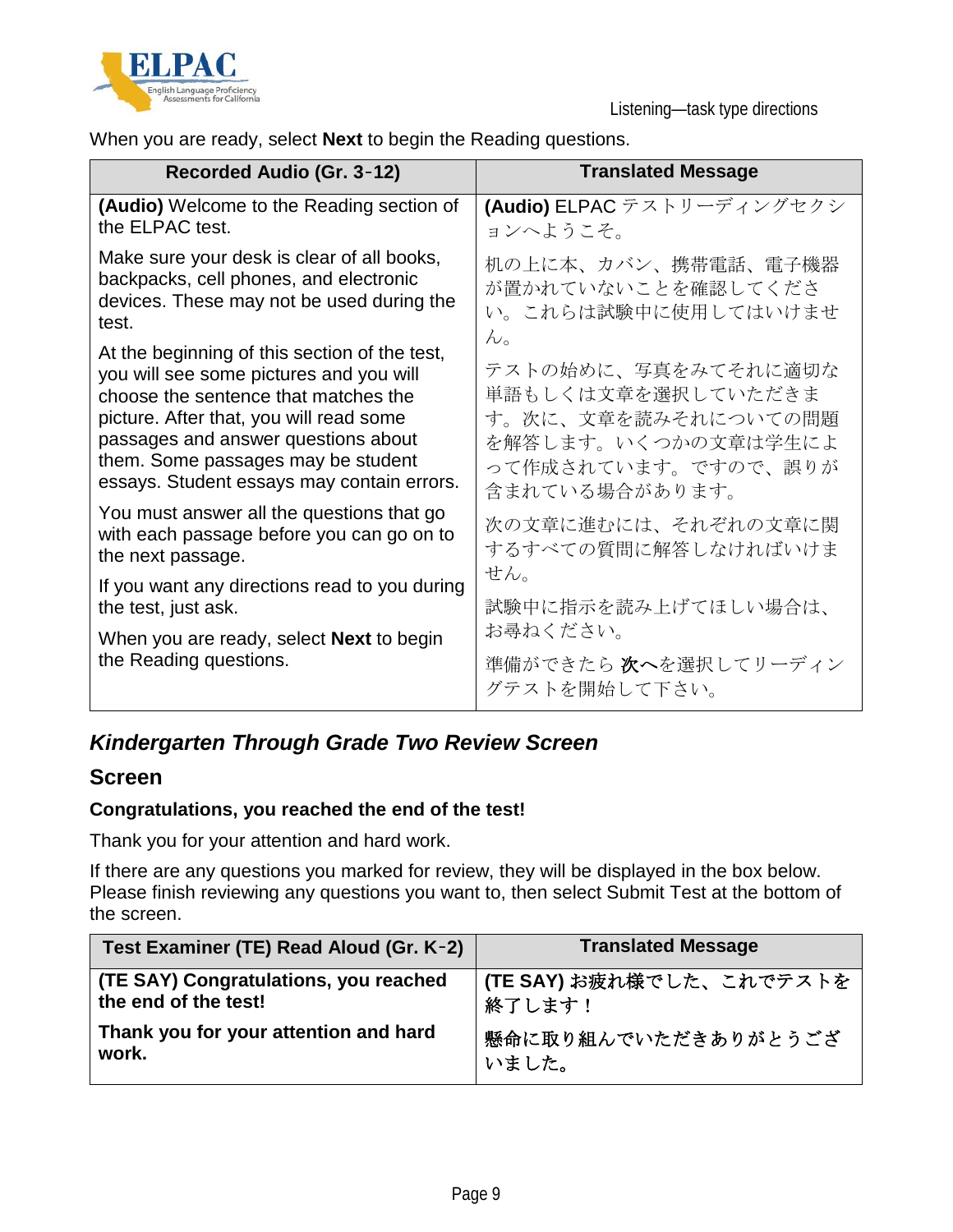When you are ready, select **Next** to begin the Reading questions.

| Recorded Audio (Gr. 3‑12) | Translated Message |
| --- | --- |
| **(Audio)** Welcome to the Reading section of the ELPAC test.<br><br>Make sure your desk is clear of all books, backpacks, cell phones, and electronic devices. These may not be used during the test.<br><br>At the beginning of this section of the test, you will see some pictures and you will choose the sentence that matches the picture. After that, you will read some passages and answer questions about them. Some passages may be student essays. Student essays may contain errors.<br><br>You must answer all the questions that go with each passage before you can go on to the next passage.<br><br>If you want any directions read to you during the test, just ask.<br><br>When you are ready, select **Next** to begin the Reading questions. | **(Audio)** ELPAC テストリーディングセクションへようこそ。<br><br>机の上に本、カバン、携帯電話、電子機器が置かれていないことを確認してください。これらは試験中に使用してはいけません。<br><br>テストの始めに、写真をみてそれに適切な単語もしくは文章を選択していただきます。次に、文章を読みそれについての問題を解答します。いくつかの文章は学生によって作成されています。ですので、誤りが含まれている場合があります。<br><br>次の文章に進むには、それぞれの文章に関するすべての質問に解答しなければいけません。<br><br>試験中に指示を読み上げてほしい場合は、お尋ねください。<br><br>準備ができたら **次へ**を選択してリーディングテストを開始して下さい。 |

## *Kindergarten Through Grade Two Review Screen*

### Screen

**Congratulations, you reached the end of the test!**

Thank you for your attention and hard work.

If there are any questions you marked for review, they will be displayed in the box below. Please finish reviewing any questions you want to, then select Submit Test at the bottom of the screen.

| Test Examiner (TE) Read Aloud (Gr. K‑2) | Translated Message |
| --- | --- |
| **(TE SAY) Congratulations, you reached the end of the test!**<br><br>**Thank you for your attention and hard work.** | **(TE SAY) お疲れ様でした、これでテストを終了します！**<br><br>**懸命に取り組んでいただきありがとうございました。** |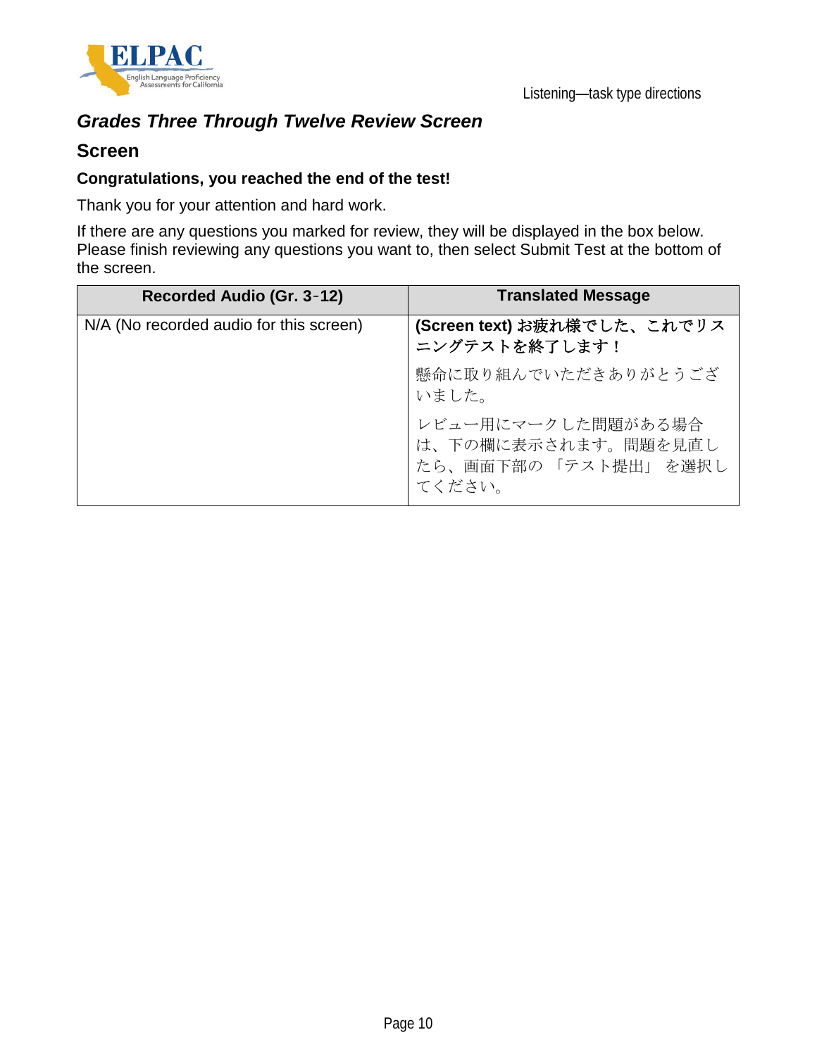## *Grades Three Through Twelve Review Screen*

### Screen

**Congratulations, you reached the end of the test!**

Thank you for your attention and hard work.

If there are any questions you marked for review, they will be displayed in the box below. Please finish reviewing any questions you want to, then select Submit Test at the bottom of the screen.

| Recorded Audio (Gr. 3-12) | Translated Message |
|---|---|
| N/A (No recorded audio for this screen) | **(Screen text) お疲れ様でした、これでリスニングテストを終了します！**<br><br>懸命に取り組んでいただきありがとうございました。<br><br>レビュー用にマークした問題がある場合は、下の欄に表示されます。問題を見直したら、画面下部の 「テスト提出」 を選択してください。 |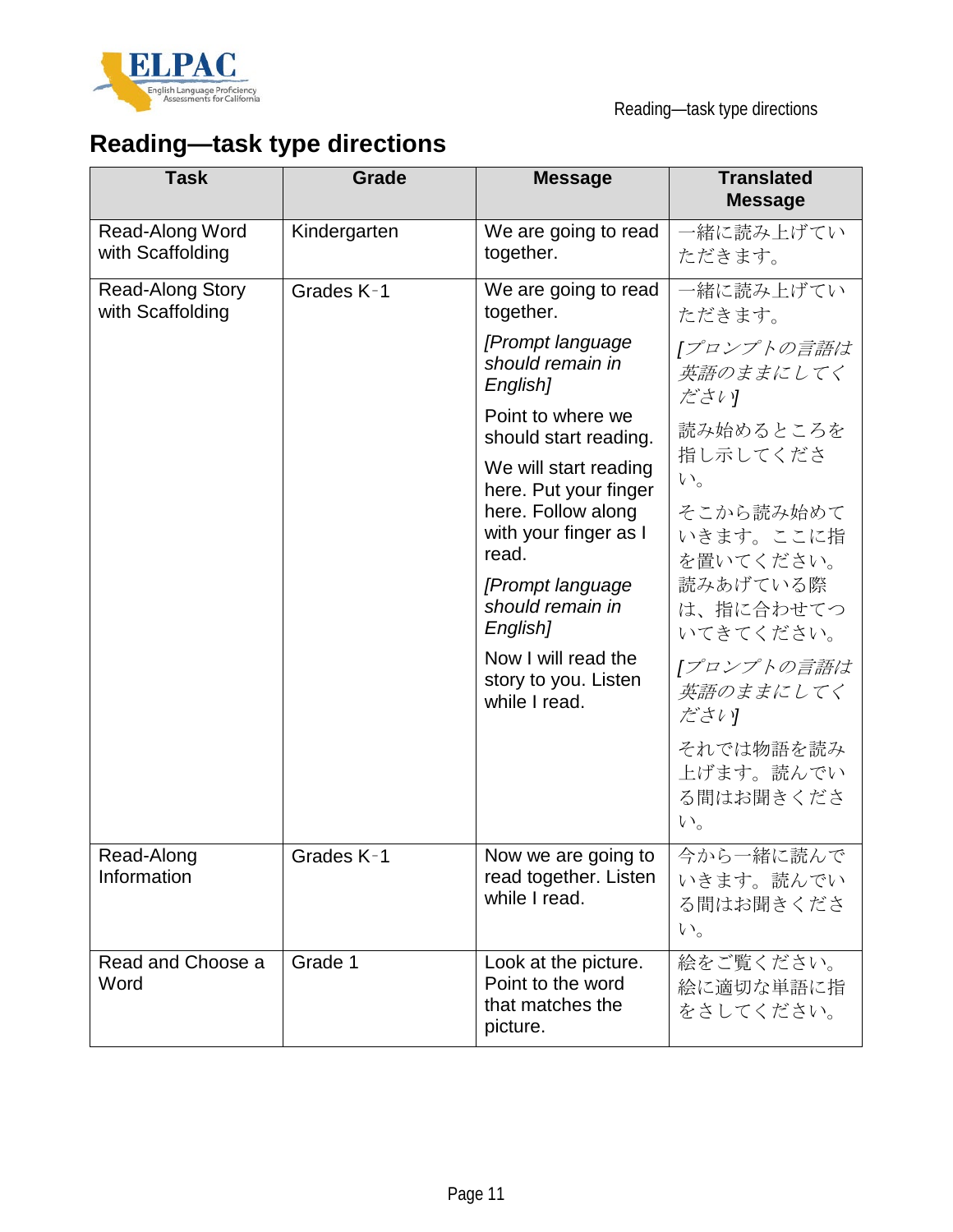## Reading—task type directions

| Task | Grade | Message | Translated Message |
|---|---|---|---|
| Read-Along Word with Scaffolding | Kindergarten | We are going to read together. | 一緒に読み上げていただきます。 |
| Read-Along Story with Scaffolding | Grades K-1 | We are going to read together.<br>*[Prompt language should remain in English]*<br>Point to where we should start reading.<br>We will start reading here. Put your finger here. Follow along with your finger as I read.<br>*[Prompt language should remain in English]*<br>Now I will read the story to you. Listen while I read. | 一緒に読み上げていただきます。<br>*[プロンプトの言語は英語のままにしてください]*<br>読み始めるところを指し示してください。<br>そこから読み始めていきます。ここに指を置いてください。読みあげている際は、指に合わせてついてきてください。<br>*[プロンプトの言語は英語のままにしてください]*<br>それでは物語を読み上げます。読んでいる間はお聞きください。 |
| Read-Along Information | Grades K-1 | Now we are going to read together. Listen while I read. | 今から一緒に読んでいきます。読んでいる間はお聞きください。 |
| Read and Choose a Word | Grade 1 | Look at the picture. Point to the word that matches the picture. | 絵をご覧ください。絵に適切な単語に指をさしてください。 |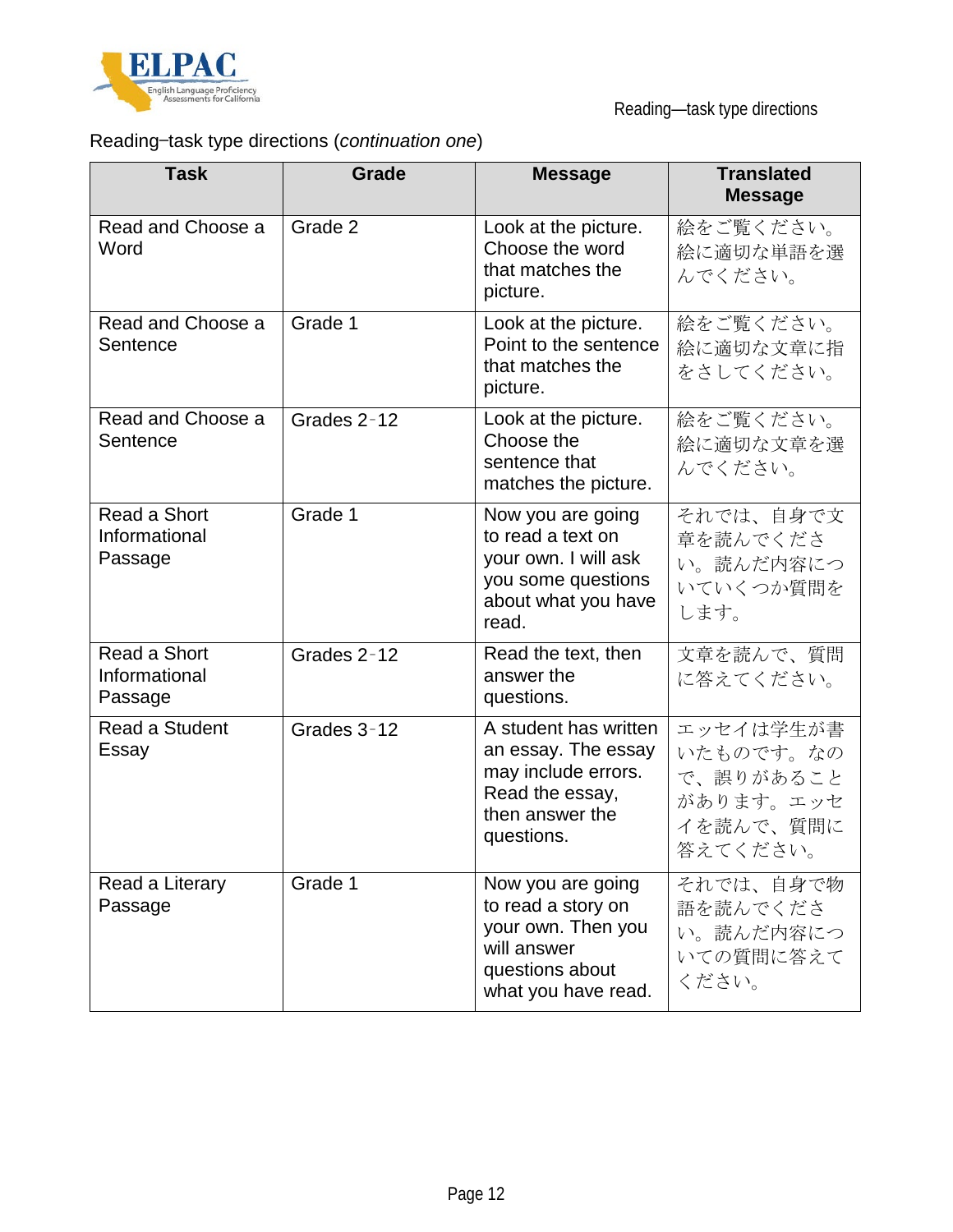Reading–task type directions (*continuation one*)

| Task | Grade | Message | Translated Message |
|---|---|---|---|
| Read and Choose a Word | Grade 2 | Look at the picture. Choose the word that matches the picture. | 絵をご覧ください。絵に適切な単語を選んでください。 |
| Read and Choose a Sentence | Grade 1 | Look at the picture. Point to the sentence that matches the picture. | 絵をご覧ください。絵に適切な文章に指をさしてください。 |
| Read and Choose a Sentence | Grades 2-12 | Look at the picture. Choose the sentence that matches the picture. | 絵をご覧ください。絵に適切な文章を選んでください。 |
| Read a Short Informational Passage | Grade 1 | Now you are going to read a text on your own. I will ask you some questions about what you have read. | それでは、自身で文章を読んでください。読んだ内容についていくつか質問をします。 |
| Read a Short Informational Passage | Grades 2-12 | Read the text, then answer the questions. | 文章を読んで、質問に答えてください。 |
| Read a Student Essay | Grades 3-12 | A student has written an essay. The essay may include errors. Read the essay, then answer the questions. | エッセイは学生が書いたものです。なので、誤りがあることがあります。エッセイを読んで、質問に答えてください。 |
| Read a Literary Passage | Grade 1 | Now you are going to read a story on your own. Then you will answer questions about what you have read. | それでは、自身で物語を読んでください。読んだ内容についての質問に答えてください。 |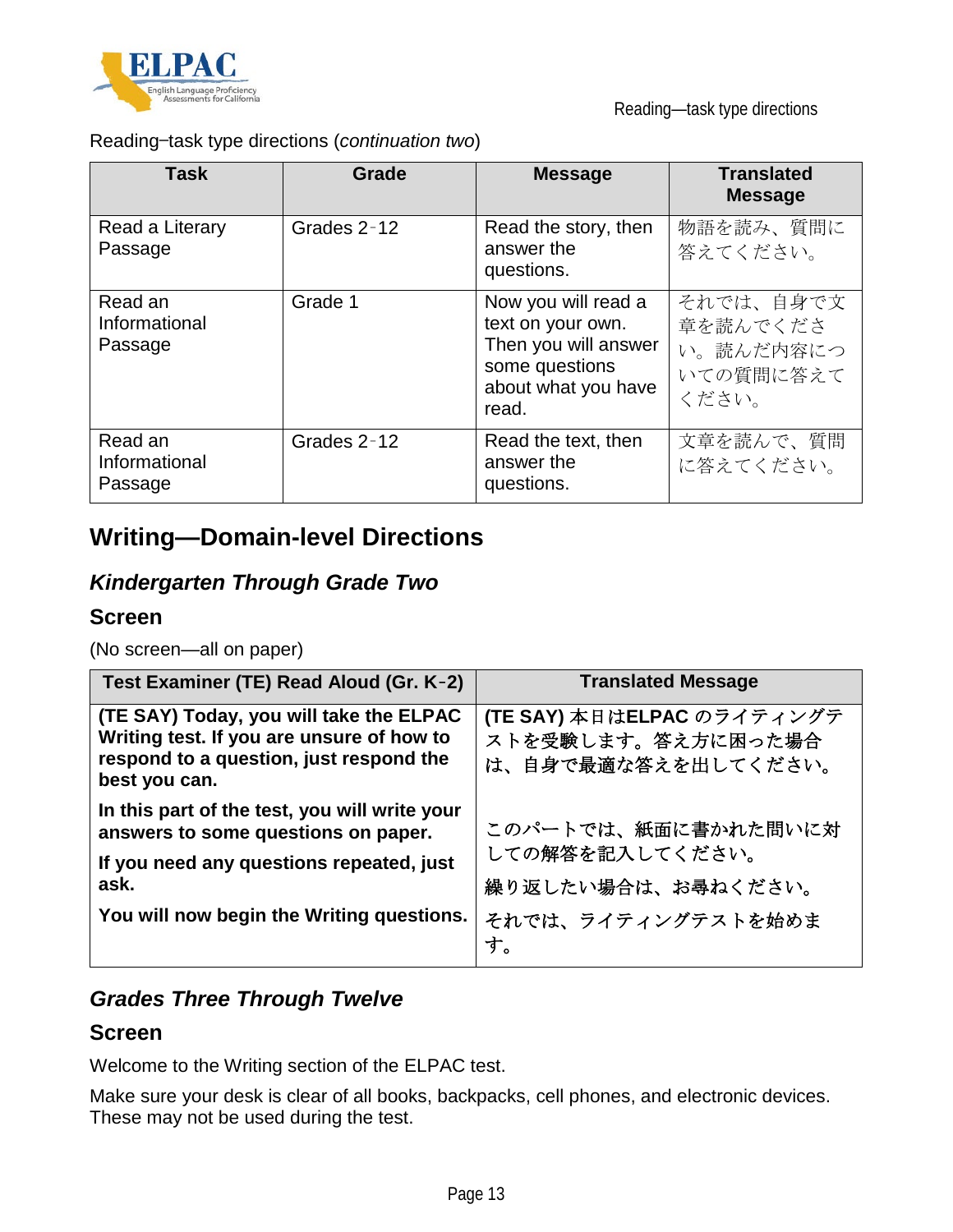Reading–task type directions (*continuation two*)

| Task | Grade | Message | Translated Message |
|---|---|---|---|
| Read a Literary Passage | Grades 2–12 | Read the story, then answer the questions. | 物語を読み、質問に答えてください。 |
| Read an Informational Passage | Grade 1 | Now you will read a text on your own. Then you will answer some questions about what you have read. | それでは、自身で文章を読んでください。読んだ内容についての質問に答えてください。 |
| Read an Informational Passage | Grades 2–12 | Read the text, then answer the questions. | 文章を読んで、質問に答えてください。 |

## Writing—Domain-level Directions

### *Kindergarten Through Grade Two*

### Screen

(No screen—all on paper)

| Test Examiner (TE) Read Aloud (Gr. K–2) | Translated Message |
|---|---|
| **(TE SAY) Today, you will take the ELPAC Writing test. If you are unsure of how to respond to a question, just respond the best you can.** **In this part of the test, you will write your answers to some questions on paper.** **If you need any questions repeated, just ask.** **You will now begin the Writing questions.** | **(TE SAY)** 本日は**ELPAC** のライティングテストを受験します。答え方に困った場合は、自身で最適な答えを出してください。 このパートでは、紙面に書かれた問いに対しての解答を記入してください。 繰り返したい場合は、お尋ねください。 それでは、ライティングテストを始めます。 |

### *Grades Three Through Twelve*

### Screen

Welcome to the Writing section of the ELPAC test.

Make sure your desk is clear of all books, backpacks, cell phones, and electronic devices. These may not be used during the test.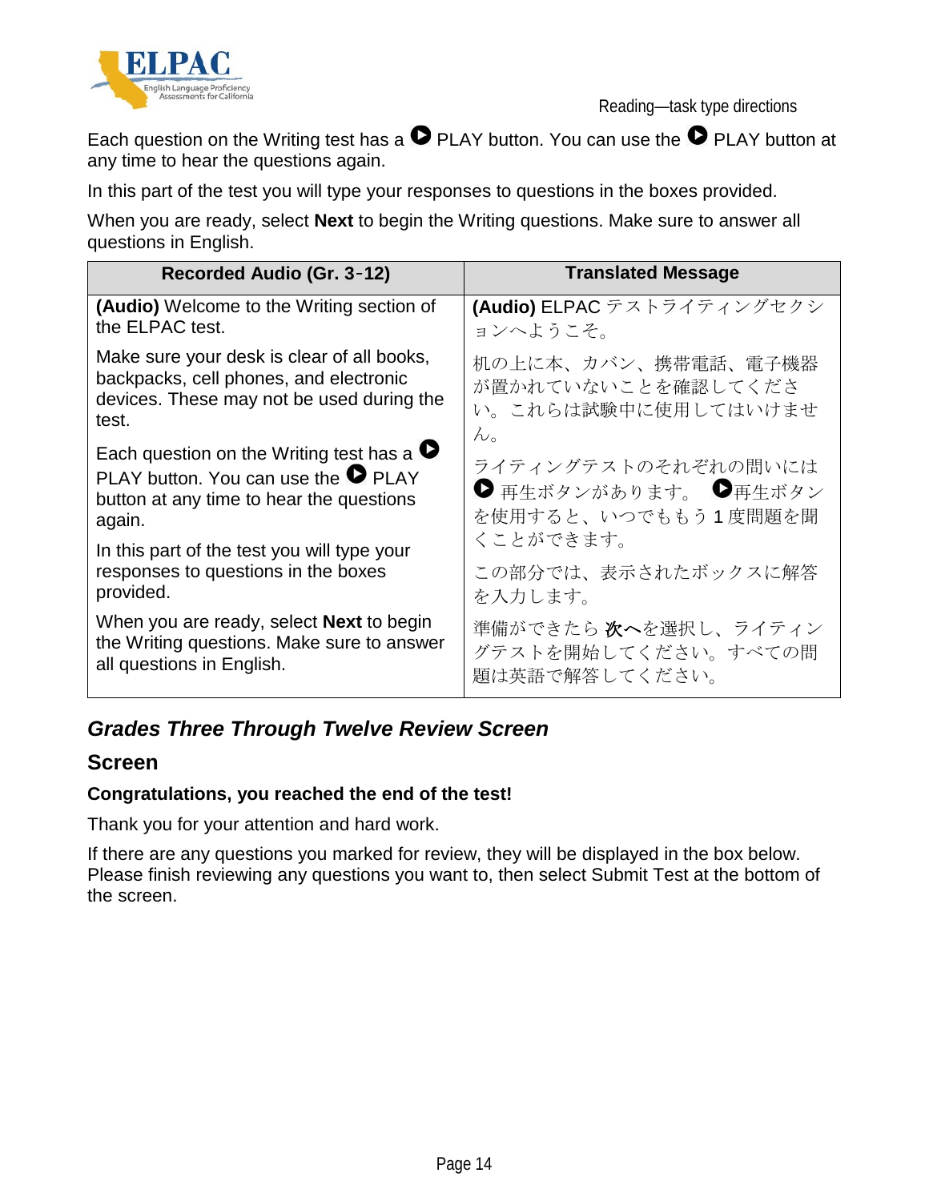Each question on the Writing test has a ▶ PLAY button. You can use the ▶ PLAY button at any time to hear the questions again.

In this part of the test you will type your responses to questions in the boxes provided.

When you are ready, select **Next** to begin the Writing questions. Make sure to answer all questions in English.

| Recorded Audio (Gr. 3-12) | Translated Message |
|---|---|
| **(Audio)** Welcome to the Writing section of the ELPAC test.<br><br>Make sure your desk is clear of all books, backpacks, cell phones, and electronic devices. These may not be used during the test.<br><br>Each question on the Writing test has a ▶ PLAY button. You can use the ▶ PLAY button at any time to hear the questions again.<br><br>In this part of the test you will type your responses to questions in the boxes provided.<br><br>When you are ready, select **Next** to begin the Writing questions. Make sure to answer all questions in English. | **(Audio)** ELPAC テストライティングセクションへようこそ。<br><br>机の上に本、カバン、携帯電話、電子機器が置かれていないことを確認してください。これらは試験中に使用してはいけません。<br><br>ライティングテストのそれぞれの問いには ▶ 再生ボタンがあります。 ▶再生ボタンを使用すると、いつでももう 1 度問題を聞くことができます。<br><br>この部分では、表示されたボックスに解答を入力します。<br><br>準備ができたら **次へ**を選択し、ライティングテストを開始してください。すべての問題は英語で解答してください。 |

## *Grades Three Through Twelve Review Screen*

### Screen

**Congratulations, you reached the end of the test!**

Thank you for your attention and hard work.

If there are any questions you marked for review, they will be displayed in the box below. Please finish reviewing any questions you want to, then select Submit Test at the bottom of the screen.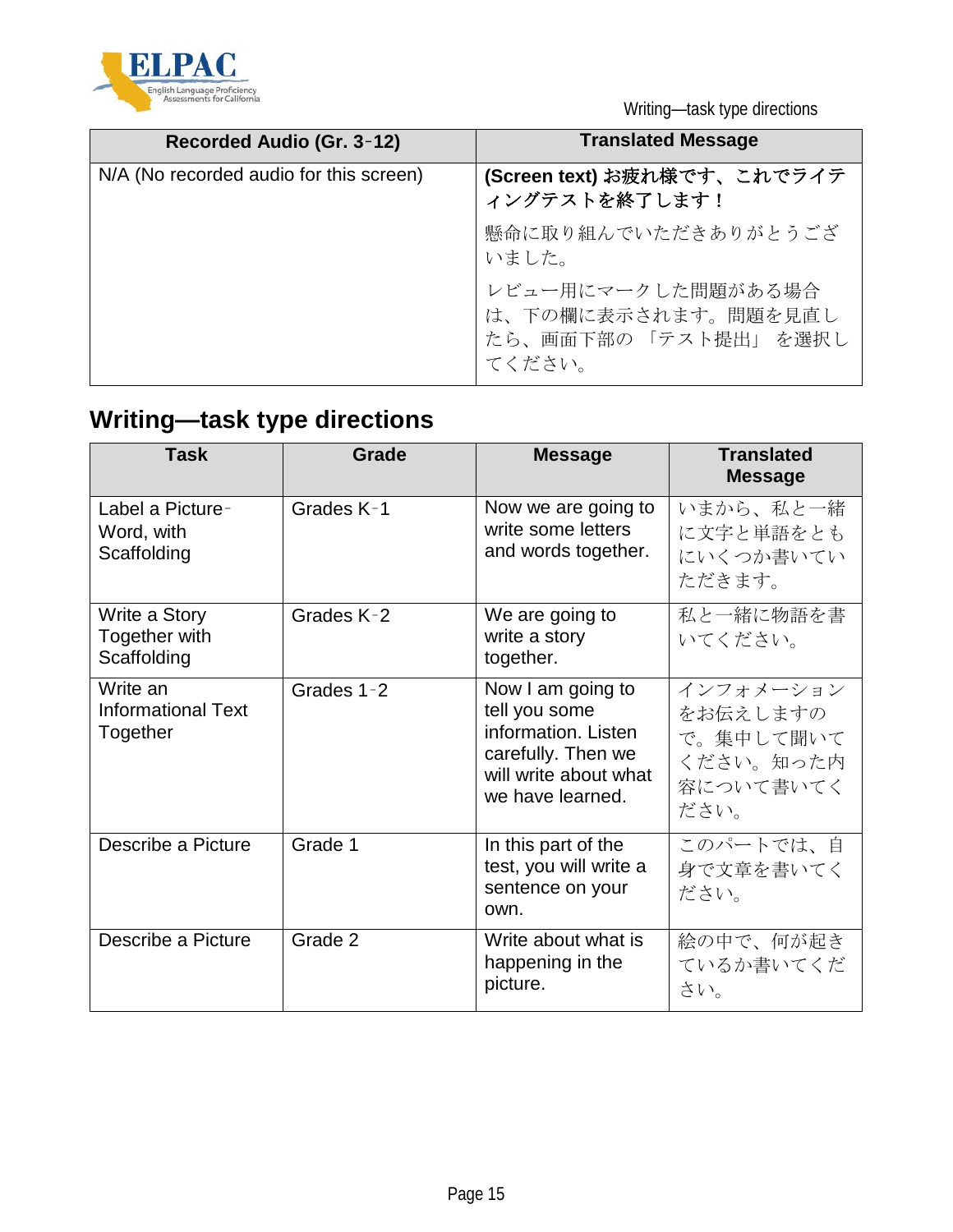| Recorded Audio (Gr. 3‑12) | Translated Message |
| --- | --- |
| N/A (No recorded audio for this screen) | **(Screen text) お疲れ様です、これでライティングテストを終了します！**<br>懸命に取り組んでいただきありがとうございました。<br>レビュー用にマークした問題がある場合は、下の欄に表示されます。問題を見直したら、画面下部の 「テスト提出」 を選択してください。 |

## Writing—task type directions

| Task | Grade | Message | Translated Message |
| --- | --- | --- | --- |
| Label a Picture‑Word, with Scaffolding | Grades K‑1 | Now we are going to write some letters and words together. | いまから、私と一緒に文字と単語をともにいくつか書いていただきます。 |
| Write a Story Together with Scaffolding | Grades K‑2 | We are going to write a story together. | 私と一緒に物語を書いてください。 |
| Write an Informational Text Together | Grades 1‑2 | Now I am going to tell you some information. Listen carefully. Then we will write about what we have learned. | インフォメーションをお伝えしますので。集中して聞いてください。知った内容について書いてください。 |
| Describe a Picture | Grade 1 | In this part of the test, you will write a sentence on your own. | このパートでは、自身で文章を書いてください。 |
| Describe a Picture | Grade 2 | Write about what is happening in the picture. | 絵の中で、何が起きているか書いてください。 |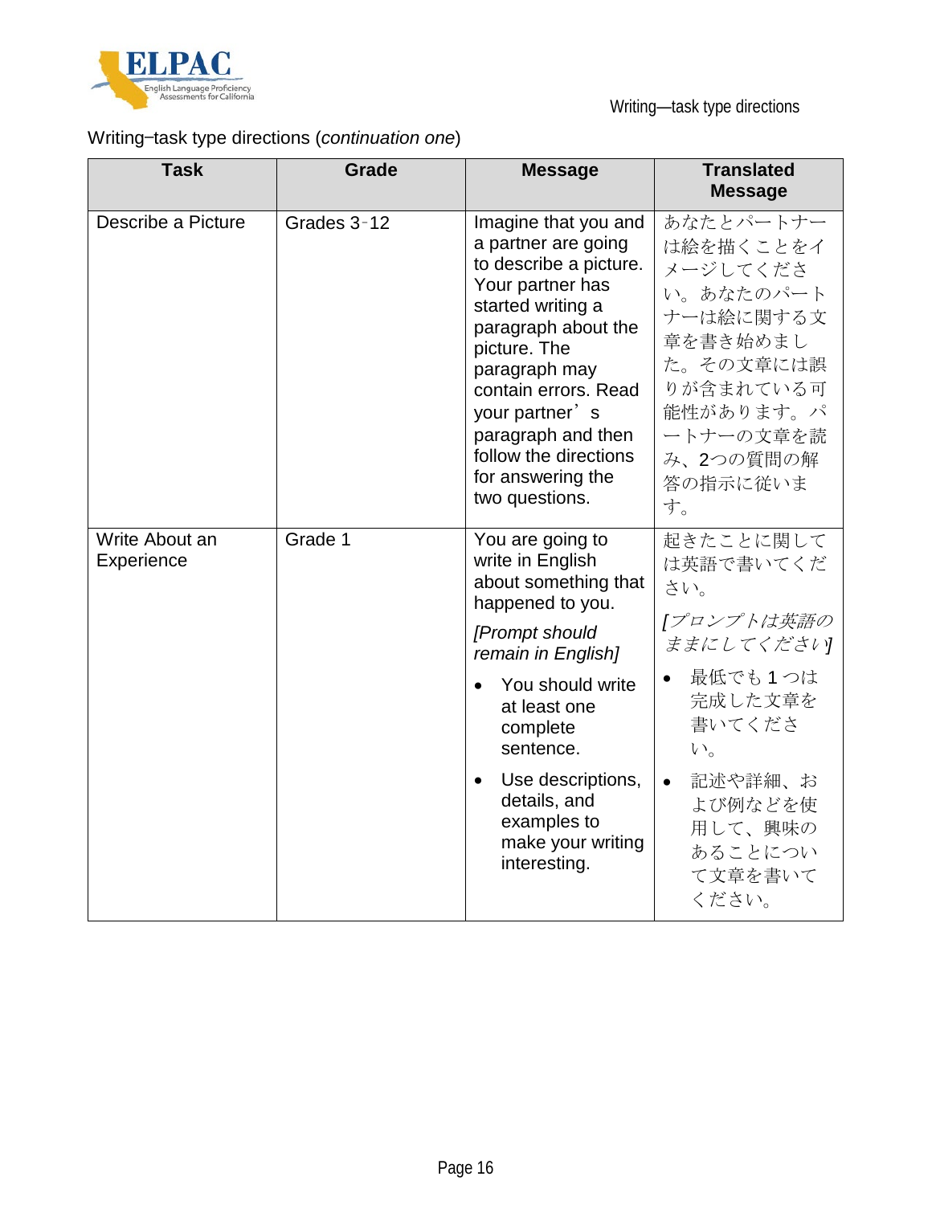Writing–task type directions (*continuation one*)

| Task | Grade | Message | Translated Message |
|---|---|---|---|
| Describe a Picture | Grades 3‑12 | Imagine that you and a partner are going to describe a picture. Your partner has started writing a paragraph about the picture. The paragraph may contain errors. Read your partner’s paragraph and then follow the directions for answering the two questions. | あなたとパートナーは絵を描くことをイメージしてください。あなたのパートナーは絵に関する文章を書き始めました。その文章には誤りが含まれている可能性があります。パートナーの文章を読み、2つの質問の解答の指示に従います。 |
| Write About an Experience | Grade 1 | You are going to write in English about something that happened to you. *[Prompt should remain in English]* <br>• You should write at least one complete sentence. <br>• Use descriptions, details, and examples to make your writing interesting. | 起きたことに関しては英語で書いてください。 *[プロンプトは英語のままにしてください]* <br>• 最低でも 1 つは完成した文章を書いてください。 <br>• 記述や詳細、および例などを使用して、興味のあることについて文章を書いてください。 |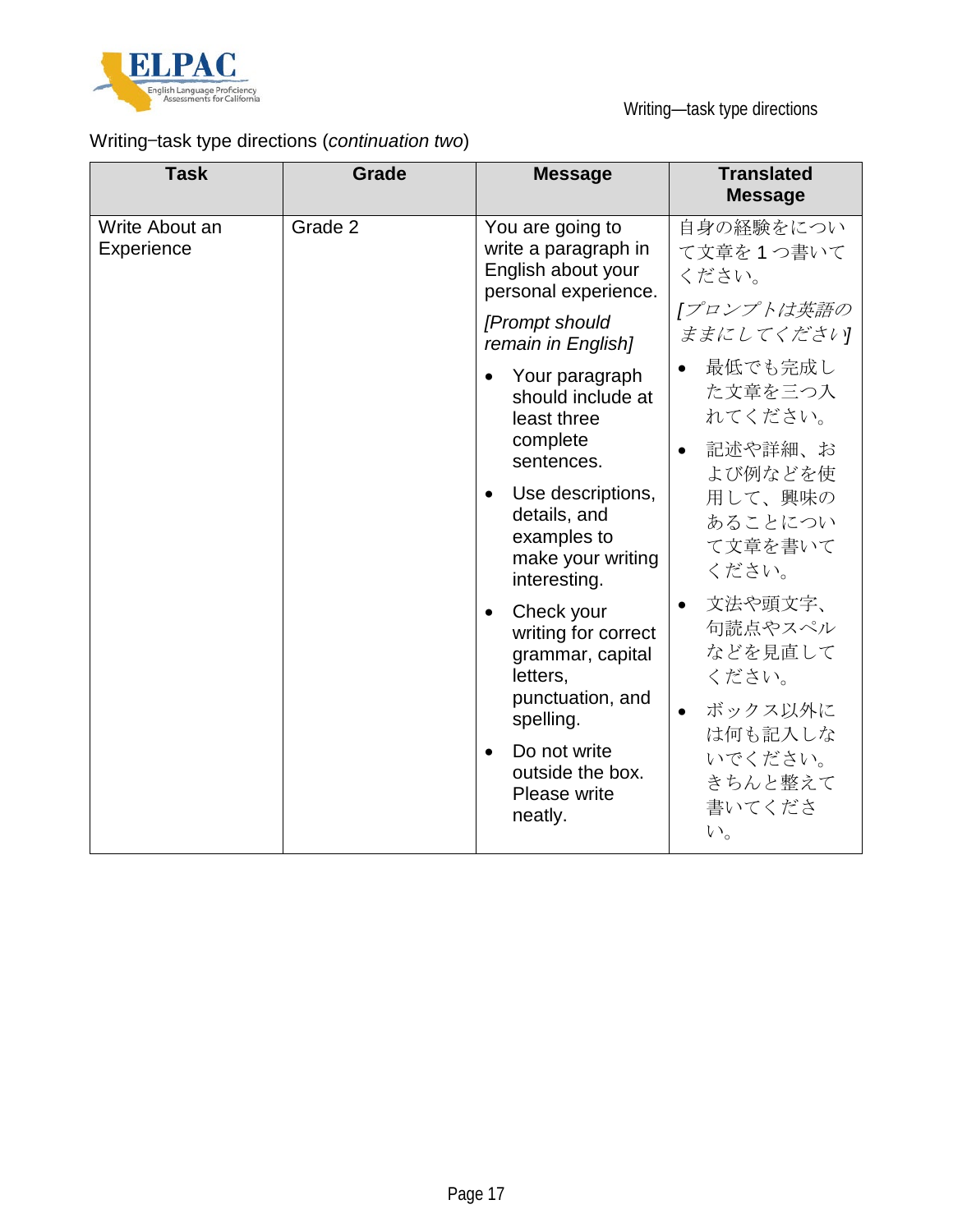Writing–task type directions (*continuation two*)

| Task | Grade | Message | Translated Message |
| --- | --- | --- | --- |
| Write About an Experience | Grade 2 | You are going to write a paragraph in English about your personal experience. *[Prompt should remain in English]* <br>• Your paragraph should include at least three complete sentences. <br>• Use descriptions, details, and examples to make your writing interesting. <br>• Check your writing for correct grammar, capital letters, punctuation, and spelling. <br>• Do not write outside the box. Please write neatly. | 自身の経験をについて文章を１つ書いてください。 *[プロンプトは英語のままにしてください]* <br>• 最低でも完成した文章を三つ入れてください。 <br>• 記述や詳細、および例などを使用して、興味のあることについて文章を書いてください。 <br>• 文法や頭文字、句読点やスペルなどを見直してください。 <br>• ボックス以外には何も記入しないでください。きちんと整えて書いてください。 |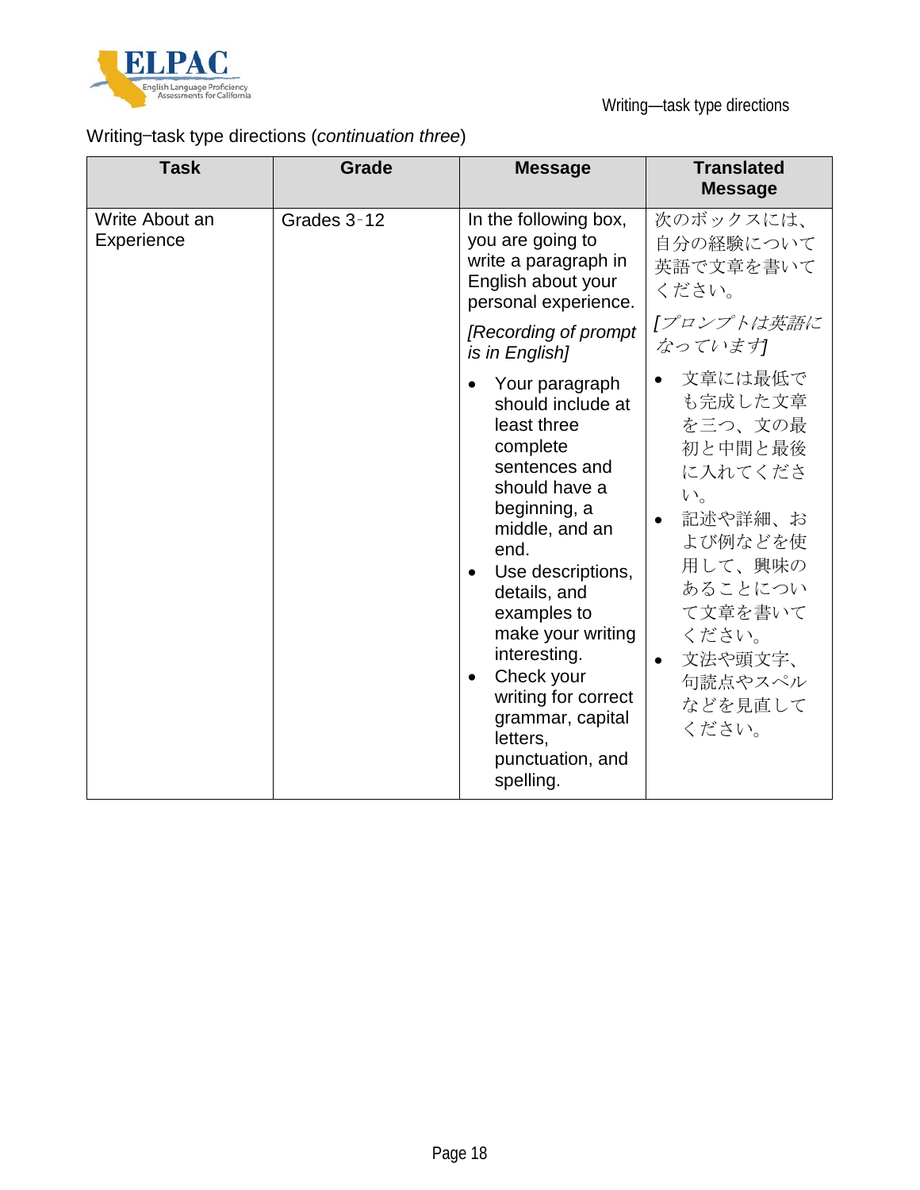Writing–task type directions (*continuation three*)

| Task | Grade | Message | Translated Message |
| --- | --- | --- | --- |
| Write About an Experience | Grades 3–12 | In the following box, you are going to write a paragraph in English about your personal experience.<br>*[Recording of prompt is in English]*<br>• Your paragraph should include at least three complete sentences and should have a beginning, a middle, and an end.<br>• Use descriptions, details, and examples to make your writing interesting.<br>• Check your writing for correct grammar, capital letters, punctuation, and spelling. | 次のボックスには、自分の経験について英語で文章を書いてください。<br>*[プロンプトは英語になっています]*<br>• 文章には最低でも完成した文章を三つ、文の最初と中間と最後に入れてください。<br>• 記述や詳細、および例などを使用して、興味のあることについて文章を書いてください。<br>• 文法や頭文字、句読点やスペルなどを見直してください。 |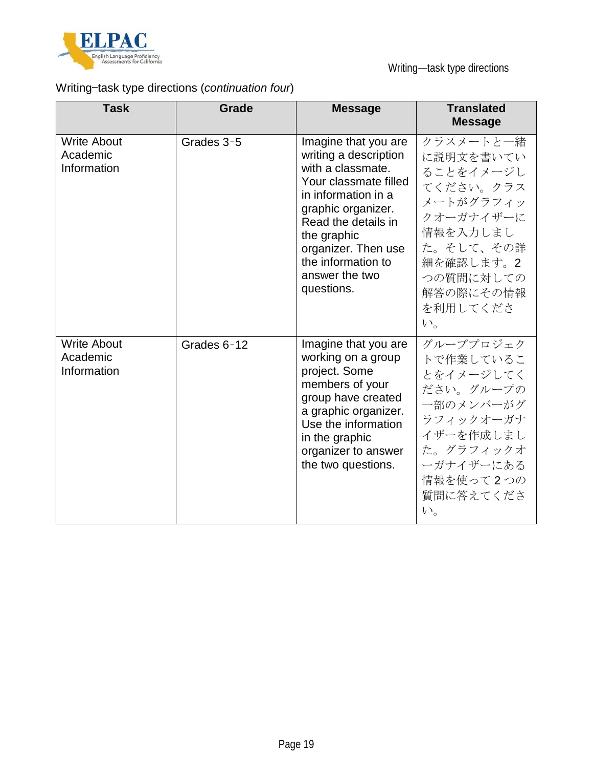Writing–task type directions (*continuation four*)

| Task | Grade | Message | Translated Message |
|---|---|---|---|
| Write About Academic Information | Grades 3–5 | Imagine that you are writing a description with a classmate. Your classmate filled in information in a graphic organizer. Read the details in the graphic organizer. Then use the information to answer the two questions. | クラスメートと一緒に説明文を書いていることをイメージしてください。クラスメートがグラフィックオーガナイザーに情報を入力しました。そして、その詳細を確認します。2つの質問に対しての解答の際にその情報を利用してください。 |
| Write About Academic Information | Grades 6–12 | Imagine that you are working on a group project. Some members of your group have created a graphic organizer. Use the information in the graphic organizer to answer the two questions. | グループプロジェクトで作業していることをイメージしてください。グループの一部のメンバーがグラフィックオーガナイザーを作成しました。グラフィックオーガナイザーにある情報を使って 2 つの質問に答えてください。 |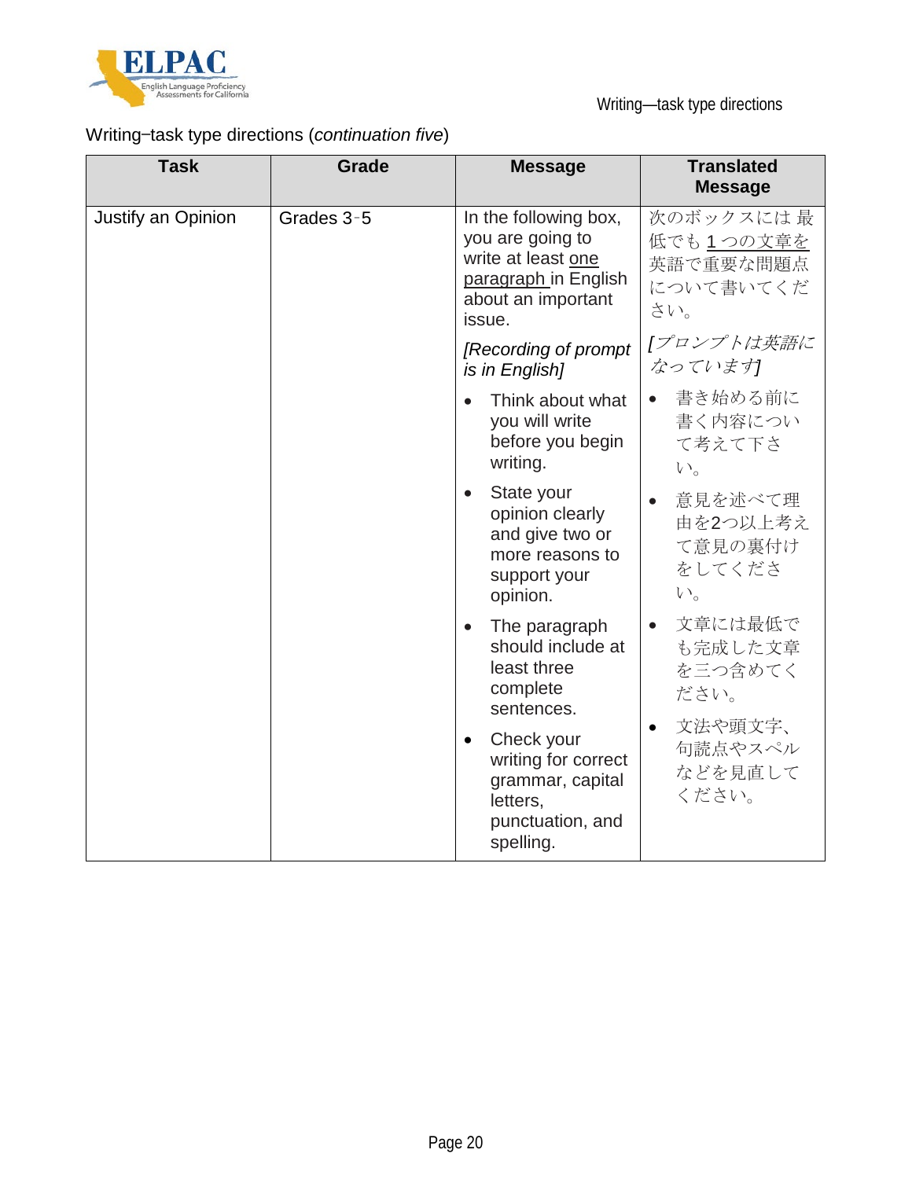Writing–task type directions (*continuation five*)

| Task | Grade | Message | Translated Message |
|---|---|---|---|
| Justify an Opinion | Grades 3–5 | In the following box, you are going to write at least one paragraph in English about an important issue.<br><br>*[Recording of prompt is in English]*<br><br>• Think about what you will write before you begin writing.<br>• State your opinion clearly and give two or more reasons to support your opinion.<br>• The paragraph should include at least three complete sentences.<br>• Check your writing for correct grammar, capital letters, punctuation, and spelling. | 次のボックスには 最低でも 1 つの文章を英語で重要な問題点について書いてください。<br><br>*[プロンプトは英語になっています]*<br><br>• 書き始める前に書く内容について考えて下さい。<br>• 意見を述べて理由を2つ以上考えて意見の裏付けをしてください。<br>• 文章には最低でも完成した文章を三つ含めてください。<br>• 文法や頭文字、句読点やスペルなどを見直してください。 |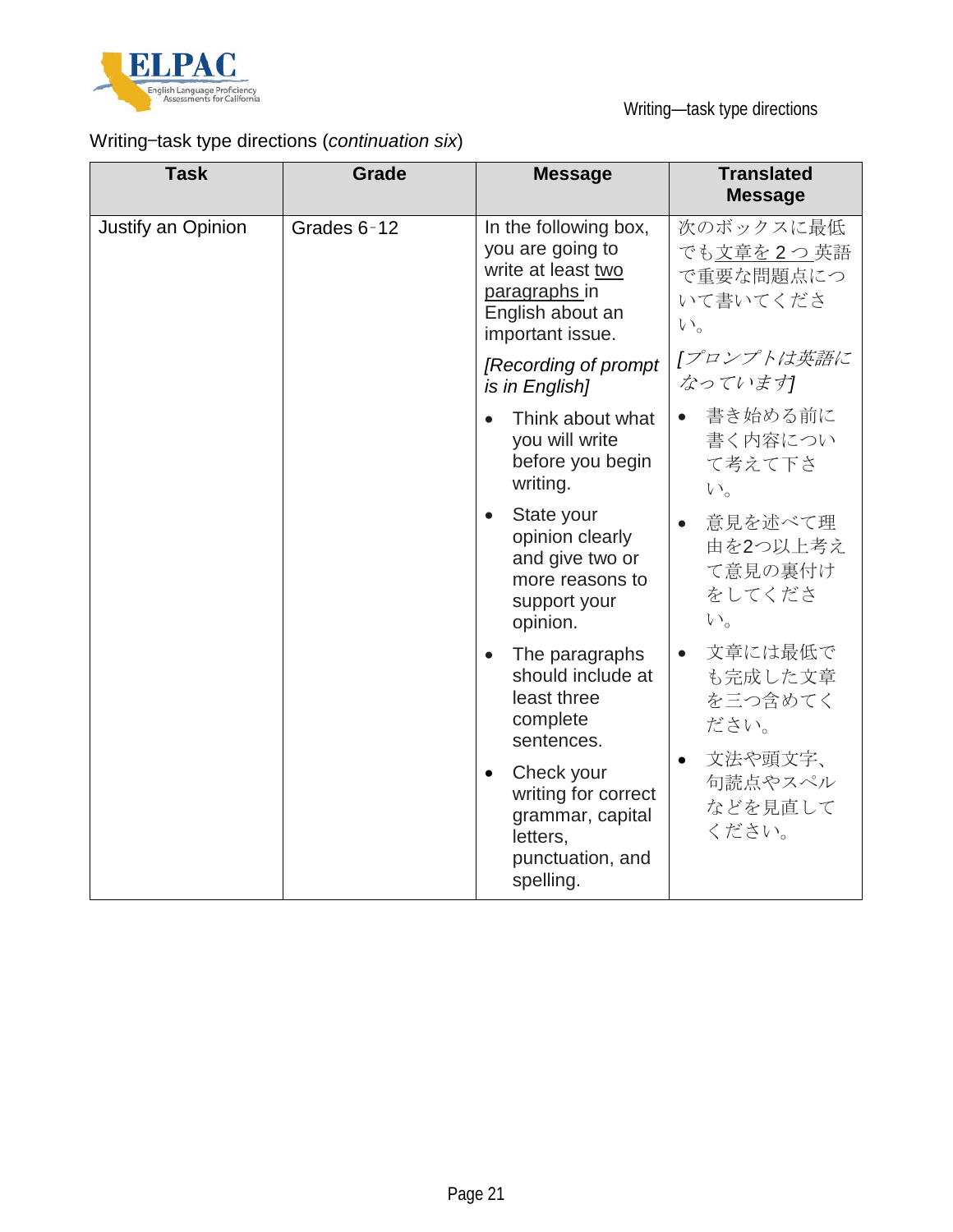Writing–task type directions (*continuation six*)

| Task | Grade | Message | Translated Message |
|---|---|---|---|
| Justify an Opinion | Grades 6–12 | In the following box, you are going to write at least <u>two paragraphs</u> in English about an important issue.<br><br>*[Recording of prompt is in English]*<br><br>• Think about what you will write before you begin writing.<br>• State your opinion clearly and give two or more reasons to support your opinion.<br>• The paragraphs should include at least three complete sentences.<br>• Check your writing for correct grammar, capital letters, punctuation, and spelling. | 次のボックスに最低でも<u>文章を２つ</u>英語で重要な問題点について書いてください。<br><br>*[プロンプトは英語になっています]*<br><br>• 書き始める前に書く内容について考えて下さい。<br>• 意見を述べて理由を2つ以上考えて意見の裏付けをしてください。<br>• 文章には最低でも完成した文章を三つ含めてください。<br>• 文法や頭文字、句読点やスペルなどを見直してください。 |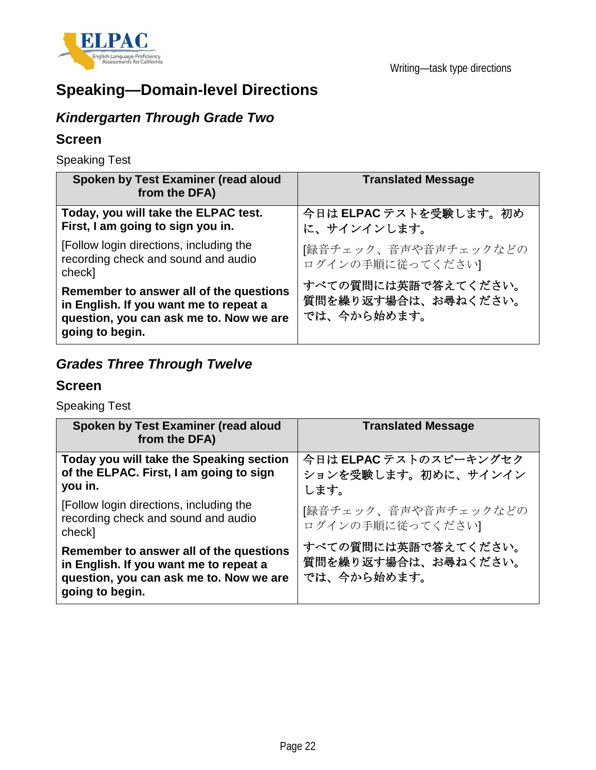## Speaking—Domain-level Directions

### *Kindergarten Through Grade Two*

### Screen

Speaking Test

| Spoken by Test Examiner (read aloud from the DFA) | Translated Message |
|---|---|
| **Today, you will take the ELPAC test. First, I am going to sign you in.** | 今日は **ELPAC** テストを受験します。初めに、サインインします。 |
| [Follow login directions, including the recording check and sound and audio check] | [録音チェック、音声や音声チェックなどのログインの手順に従ってください] |
| **Remember to answer all of the questions in English. If you want me to repeat a question, you can ask me to. Now we are going to begin.** | すべての質問には英語で答えてください。質問を繰り返す場合は、お尋ねください。では、今から始めます。 |

### *Grades Three Through Twelve*

### Screen

Speaking Test

| Spoken by Test Examiner (read aloud from the DFA) | Translated Message |
|---|---|
| **Today you will take the Speaking section of the ELPAC. First, I am going to sign you in.** | 今日は **ELPAC** テストのスピーキングセクションを受験します。初めに、サインインします。 |
| [Follow login directions, including the recording check and sound and audio check] | [録音チェック、音声や音声チェックなどのログインの手順に従ってください] |
| **Remember to answer all of the questions in English. If you want me to repeat a question, you can ask me to. Now we are going to begin.** | すべての質問には英語で答えてください。質問を繰り返す場合は、お尋ねください。では、今から始めます。 |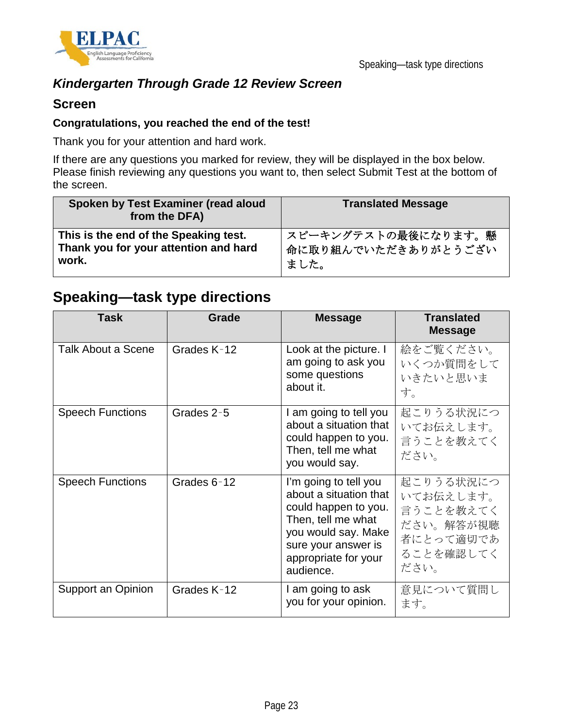### *Kindergarten Through Grade 12 Review Screen*

### Screen

**Congratulations, you reached the end of the test!**

Thank you for your attention and hard work.

If there are any questions you marked for review, they will be displayed in the box below. Please finish reviewing any questions you want to, then select Submit Test at the bottom of the screen.

| Spoken by Test Examiner (read aloud from the DFA) | Translated Message |
|---|---|
| **This is the end of the Speaking test. Thank you for your attention and hard work.** | **スピーキングテストの最後になります。懸命に取り組んでいただきありがとうございました。** |

## Speaking—task type directions

| Task | Grade | Message | Translated Message |
|---|---|---|---|
| Talk About a Scene | Grades K‑12 | Look at the picture. I am going to ask you some questions about it. | 絵をご覧ください。いくつか質問をしていきたいと思います。 |
| Speech Functions | Grades 2‑5 | I am going to tell you about a situation that could happen to you. Then, tell me what you would say. | 起こりうる状況についてお伝えします。言うことを教えてください。 |
| Speech Functions | Grades 6‑12 | I'm going to tell you about a situation that could happen to you. Then, tell me what you would say. Make sure your answer is appropriate for your audience. | 起こりうる状況についてお伝えします。言うことを教えてください。解答が視聴者にとって適切であることを確認してください。 |
| Support an Opinion | Grades K‑12 | I am going to ask you for your opinion. | 意見について質問します。 |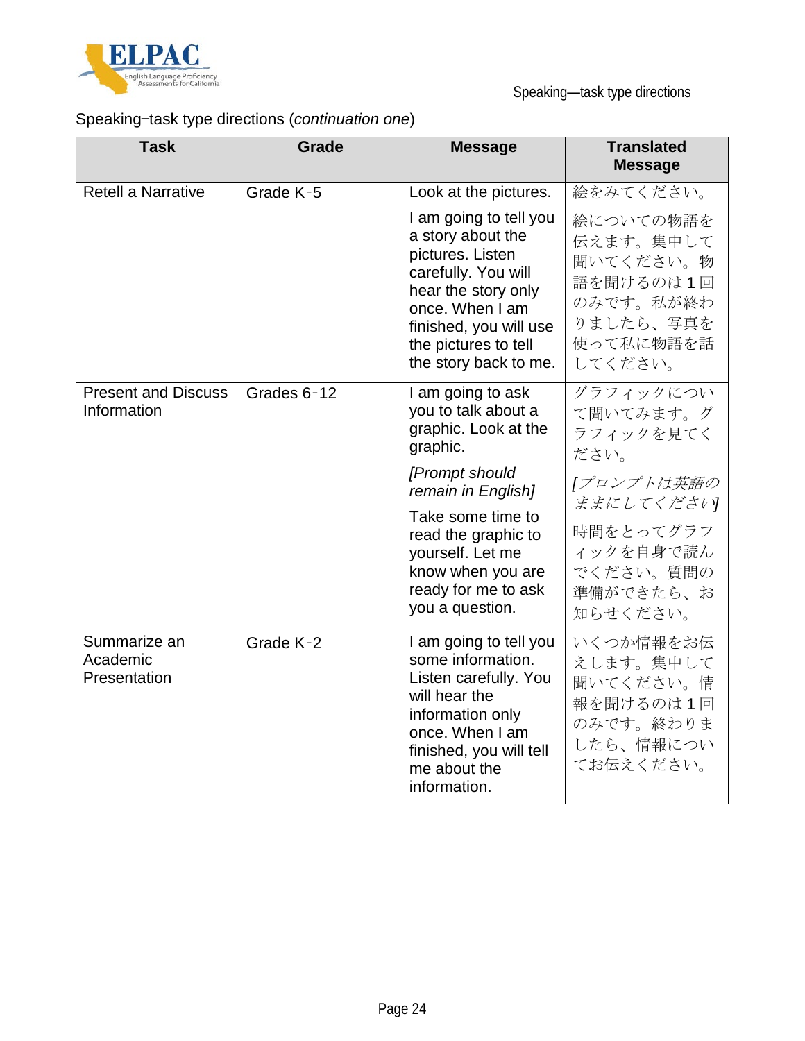Speaking–task type directions (*continuation one*)

| Task | Grade | Message | Translated Message |
|---|---|---|---|
| Retell a Narrative | Grade K–5 | Look at the pictures.<br><br>I am going to tell you a story about the pictures. Listen carefully. You will hear the story only once. When I am finished, you will use the pictures to tell the story back to me. | 絵をみてください。<br><br>絵についての物語を伝えます。集中して聞いてください。物語を聞けるのは 1 回のみです。私が終わりましたら、写真を使って私に物語を話してください。 |
| Present and Discuss Information | Grades 6–12 | I am going to ask you to talk about a graphic. Look at the graphic.<br><br>*[Prompt should remain in English]*<br><br>Take some time to read the graphic to yourself. Let me know when you are ready for me to ask you a question. | グラフィックについて聞いてみます。グラフィックを見てください。<br><br>*[プロンプトは英語のままにしてください]*<br><br>時間をとってグラフィックを自身で読んでください。質問の準備ができたら、お知らせください。 |
| Summarize an Academic Presentation | Grade K–2 | I am going to tell you some information. Listen carefully. You will hear the information only once. When I am finished, you will tell me about the information. | いくつか情報をお伝えします。集中して聞いてください。情報を聞けるのは 1 回のみです。終わりましたら、情報についてお伝えください。 |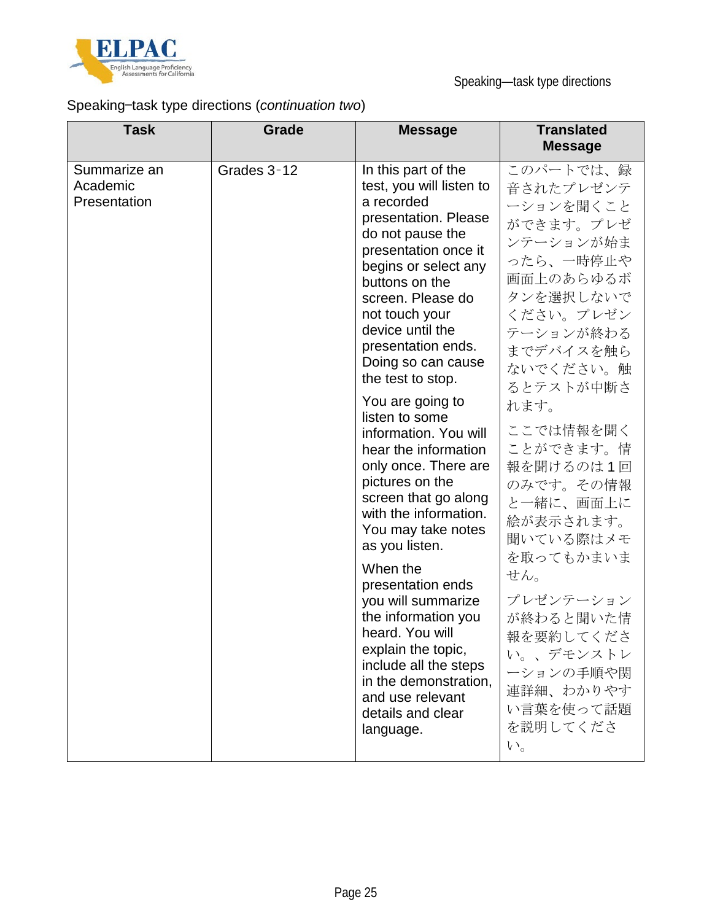Speaking–task type directions (*continuation two*)

| Task | Grade | Message | Translated Message |
|---|---|---|---|
| Summarize an Academic Presentation | Grades 3–12 | In this part of the test, you will listen to a recorded presentation. Please do not pause the presentation once it begins or select any buttons on the screen. Please do not touch your device until the presentation ends. Doing so can cause the test to stop.<br><br>You are going to listen to some information. You will hear the information only once. There are pictures on the screen that go along with the information. You may take notes as you listen.<br><br>When the presentation ends you will summarize the information you heard. You will explain the topic, include all the steps in the demonstration, and use relevant details and clear language. | このパートでは、録音されたプレゼンテーションを聞くことができます。プレゼンテーションが始まったら、一時停止や画面上のあらゆるボタンを選択しないでください。プレゼンテーションが終わるまでデバイスを触らないでください。触るとテストが中断されます。<br><br>ここでは情報を聞くことができます。情報を聞けるのは 1 回のみです。その情報と一緒に、画面上に絵が表示されます。聞いている際はメモを取ってもかまいません。<br><br>プレゼンテーションが終わると聞いた情報を要約してください。、デモンストレーションの手順や関連詳細、わかりやすい言葉を使って話題を説明してください。 |